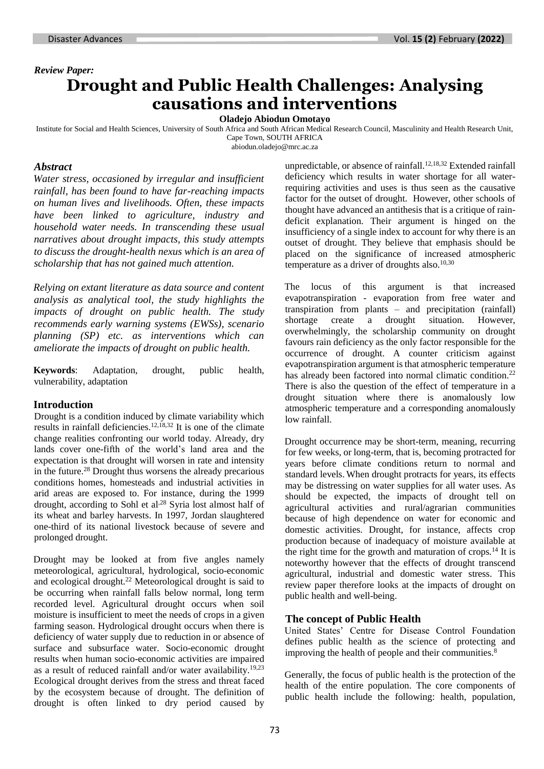*Review Paper:*

# Drought and Public Health Challenges: Analysing causations and interventions

**Oladejo Abiodun Omotayo**

Institute for Social and Health Sciences, University of South Africa and South African Medical Research Council, Masculinity and Health Research Unit, Cape Town, SOUTH AFRICA

abiodun.oladejo@mrc.ac.za

## Abstract

*Water stress, occasioned by irregular and insufficient rainfall, has been found to have far-reaching impacts on human lives and livelihoods. Often, these impacts have been linked to agriculture, industry and household water needs. In transcending these usual narratives about drought impacts, this study attempts to discuss the drought-health nexus which is an area of scholarship that has not gained much attention.*

*Relying on extant literature as data source and content analysis as analytical tool, the study highlights the impacts of drought on public health. The study recommends early warning systems (EWSs), scenario planning (SP) etc. as interventions which can ameliorate the impacts of drought on public health.*

**Keywords**: Adaptation, drought, public health, vulnerability, adaptation

## Introduction

Drought is a condition induced by climate variability which results in rainfall deficiencies.[12,18,32] It is one of the climate change realities confronting our world today. Already, dry lands cover one-fifth of the world's land area and the expectation is that drought will worsen in rate and intensity in the future.[28] Drought thus worsens the already precarious conditions homes, homesteads and industrial activities in arid areas are exposed to. For instance, during the 1999 drought, according to Sohl et al,[28] Syria lost almost half of its wheat and barley harvests. In 1997, Jordan slaughtered one-third of its national livestock because of severe and prolonged drought.

Drought may be looked at from five angles namely meteorological, agricultural, hydrological, socio-economic and ecological drought.[22] Meteorological drought is said to be occurring when rainfall falls below normal, long term recorded level. Agricultural drought occurs when soil moisture is insufficient to meet the needs of crops in a given farming season. Hydrological drought occurs when there is deficiency of water supply due to reduction in or absence of surface and subsurface water. Socio-economic drought results when human socio-economic activities are impaired as a result of reduced rainfall and/or water availability.[19,23] Ecological drought derives from the stress and threat faced by the ecosystem because of drought. The definition of drought is often linked to dry period caused by unpredictable, or absence of rainfall.[12,18,32] Extended rainfall deficiency which results in water shortage for all water-requiring activities and uses is thus seen as the causative factor for the outset of drought. However, other schools of thought have advanced an antithesis that is a critique of rain-deficit explanation. Their argument is hinged on the insufficiency of a single index to account for why there is an outset of drought. They believe that emphasis should be placed on the significance of increased atmospheric temperature as a driver of droughts also.[10,30]

The locus of this argument is that increased evapotranspiration - evaporation from free water and transpiration from plants – and precipitation (rainfall) shortage create a drought situation. However, overwhelmingly, the scholarship community on drought favours rain deficiency as the only factor responsible for the occurrence of drought. A counter criticism against evapotranspiration argument is that atmospheric temperature has already been factored into normal climatic condition.[22] There is also the question of the effect of temperature in a drought situation where there is anomalously low atmospheric temperature and a corresponding anomalously low rainfall.

Drought occurrence may be short-term, meaning, recurring for few weeks, or long-term, that is, becoming protracted for years before climate conditions return to normal and standard levels. When drought protracts for years, its effects may be distressing on water supplies for all water uses. As should be expected, the impacts of drought tell on agricultural activities and rural/agrarian communities because of high dependence on water for economic and domestic activities. Drought, for instance, affects crop production because of inadequacy of moisture available at the right time for the growth and maturation of crops.[14] It is noteworthy however that the effects of drought transcend agricultural, industrial and domestic water stress. This review paper therefore looks at the impacts of drought on public health and well-being.

## The concept of Public Health

United States' Centre for Disease Control Foundation defines public health as the science of protecting and improving the health of people and their communities.[8]

Generally, the focus of public health is the protection of the health of the entire population. The core components of public health include the following: health, population,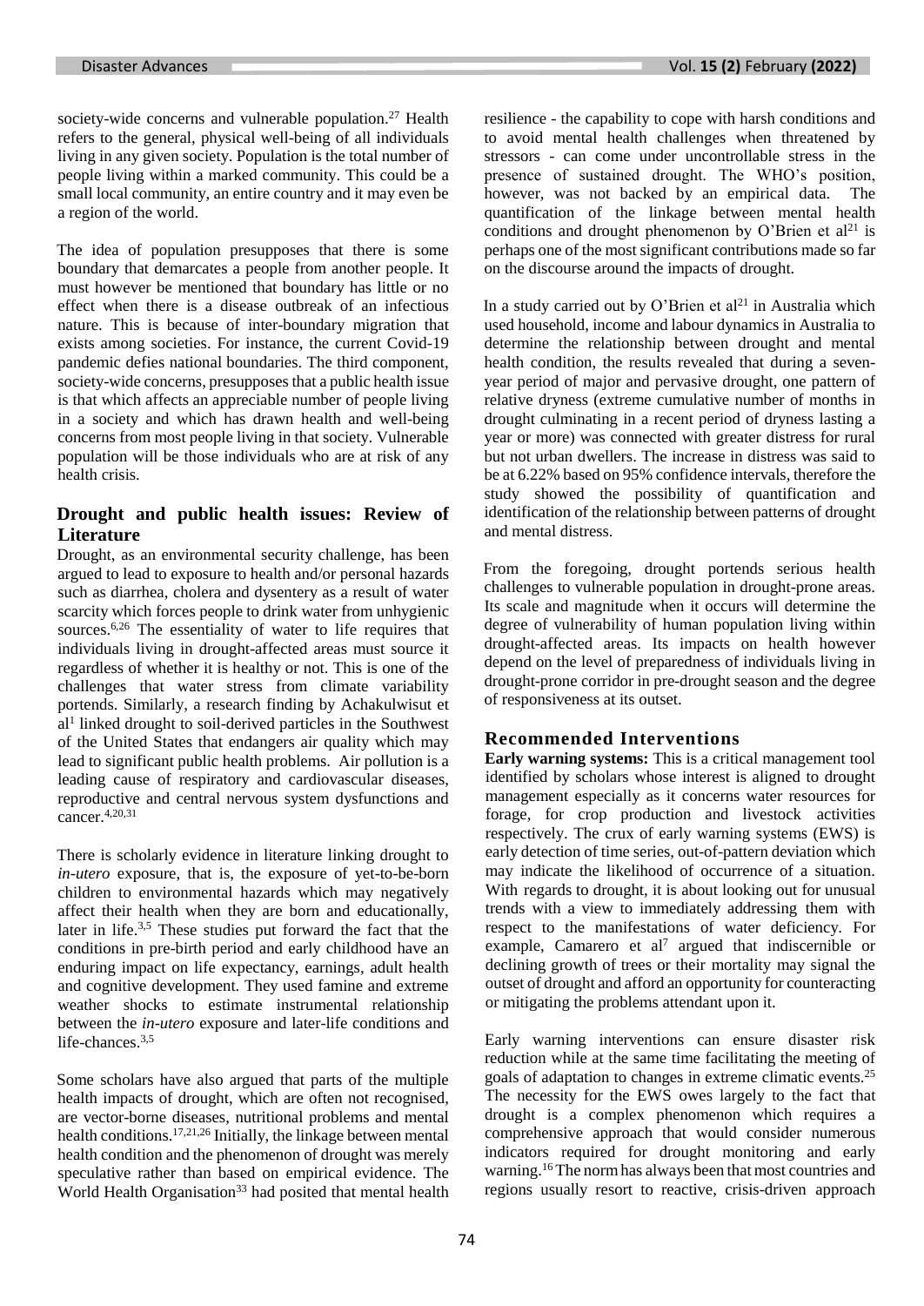society-wide concerns and vulnerable population.[27] Health refers to the general, physical well-being of all individuals living in any given society. Population is the total number of people living within a marked community. This could be a small local community, an entire country and it may even be a region of the world.

The idea of population presupposes that there is some boundary that demarcates a people from another people. It must however be mentioned that boundary has little or no effect when there is a disease outbreak of an infectious nature. This is because of inter-boundary migration that exists among societies. For instance, the current Covid-19 pandemic defies national boundaries. The third component, society-wide concerns, presupposes that a public health issue is that which affects an appreciable number of people living in a society and which has drawn health and well-being concerns from most people living in that society. Vulnerable population will be those individuals who are at risk of any health crisis.

## Drought and public health issues: Review of Literature

Drought, as an environmental security challenge, has been argued to lead to exposure to health and/or personal hazards such as diarrhea, cholera and dysentery as a result of water scarcity which forces people to drink water from unhygienic sources.[6,26] The essentiality of water to life requires that individuals living in drought-affected areas must source it regardless of whether it is healthy or not. This is one of the challenges that water stress from climate variability portends. Similarly, a research finding by Achakulwisut et al[1] linked drought to soil-derived particles in the Southwest of the United States that endangers air quality which may lead to significant public health problems. Air pollution is a leading cause of respiratory and cardiovascular diseases, reproductive and central nervous system dysfunctions and cancer.[4,20,31]

There is scholarly evidence in literature linking drought to *in-utero* exposure, that is, the exposure of yet-to-be-born children to environmental hazards which may negatively affect their health when they are born and educationally, later in life.[3,5] These studies put forward the fact that the conditions in pre-birth period and early childhood have an enduring impact on life expectancy, earnings, adult health and cognitive development. They used famine and extreme weather shocks to estimate instrumental relationship between the *in-utero* exposure and later-life conditions and life-chances.[3,5]

Some scholars have also argued that parts of the multiple health impacts of drought, which are often not recognised, are vector-borne diseases, nutritional problems and mental health conditions.[17,21,26] Initially, the linkage between mental health condition and the phenomenon of drought was merely speculative rather than based on empirical evidence. The World Health Organisation[33] had posited that mental health resilience - the capability to cope with harsh conditions and to avoid mental health challenges when threatened by stressors - can come under uncontrollable stress in the presence of sustained drought. The WHO's position, however, was not backed by an empirical data. The quantification of the linkage between mental health conditions and drought phenomenon by O'Brien et al[21] is perhaps one of the most significant contributions made so far on the discourse around the impacts of drought.

In a study carried out by O'Brien et al[21] in Australia which used household, income and labour dynamics in Australia to determine the relationship between drought and mental health condition, the results revealed that during a seven-year period of major and pervasive drought, one pattern of relative dryness (extreme cumulative number of months in drought culminating in a recent period of dryness lasting a year or more) was connected with greater distress for rural but not urban dwellers. The increase in distress was said to be at 6.22% based on 95% confidence intervals, therefore the study showed the possibility of quantification and identification of the relationship between patterns of drought and mental distress.

From the foregoing, drought portends serious health challenges to vulnerable population in drought-prone areas. Its scale and magnitude when it occurs will determine the degree of vulnerability of human population living within drought-affected areas. Its impacts on health however depend on the level of preparedness of individuals living in drought-prone corridor in pre-drought season and the degree of responsiveness at its outset.

## Recommended Interventions

**Early warning systems:** This is a critical management tool identified by scholars whose interest is aligned to drought management especially as it concerns water resources for forage, for crop production and livestock activities respectively. The crux of early warning systems (EWS) is early detection of time series, out-of-pattern deviation which may indicate the likelihood of occurrence of a situation. With regards to drought, it is about looking out for unusual trends with a view to immediately addressing them with respect to the manifestations of water deficiency. For example, Camarero et al[7] argued that indiscernible or declining growth of trees or their mortality may signal the outset of drought and afford an opportunity for counteracting or mitigating the problems attendant upon it.

Early warning interventions can ensure disaster risk reduction while at the same time facilitating the meeting of goals of adaptation to changes in extreme climatic events.[25] The necessity for the EWS owes largely to the fact that drought is a complex phenomenon which requires a comprehensive approach that would consider numerous indicators required for drought monitoring and early warning.[16] The norm has always been that most countries and regions usually resort to reactive, crisis-driven approach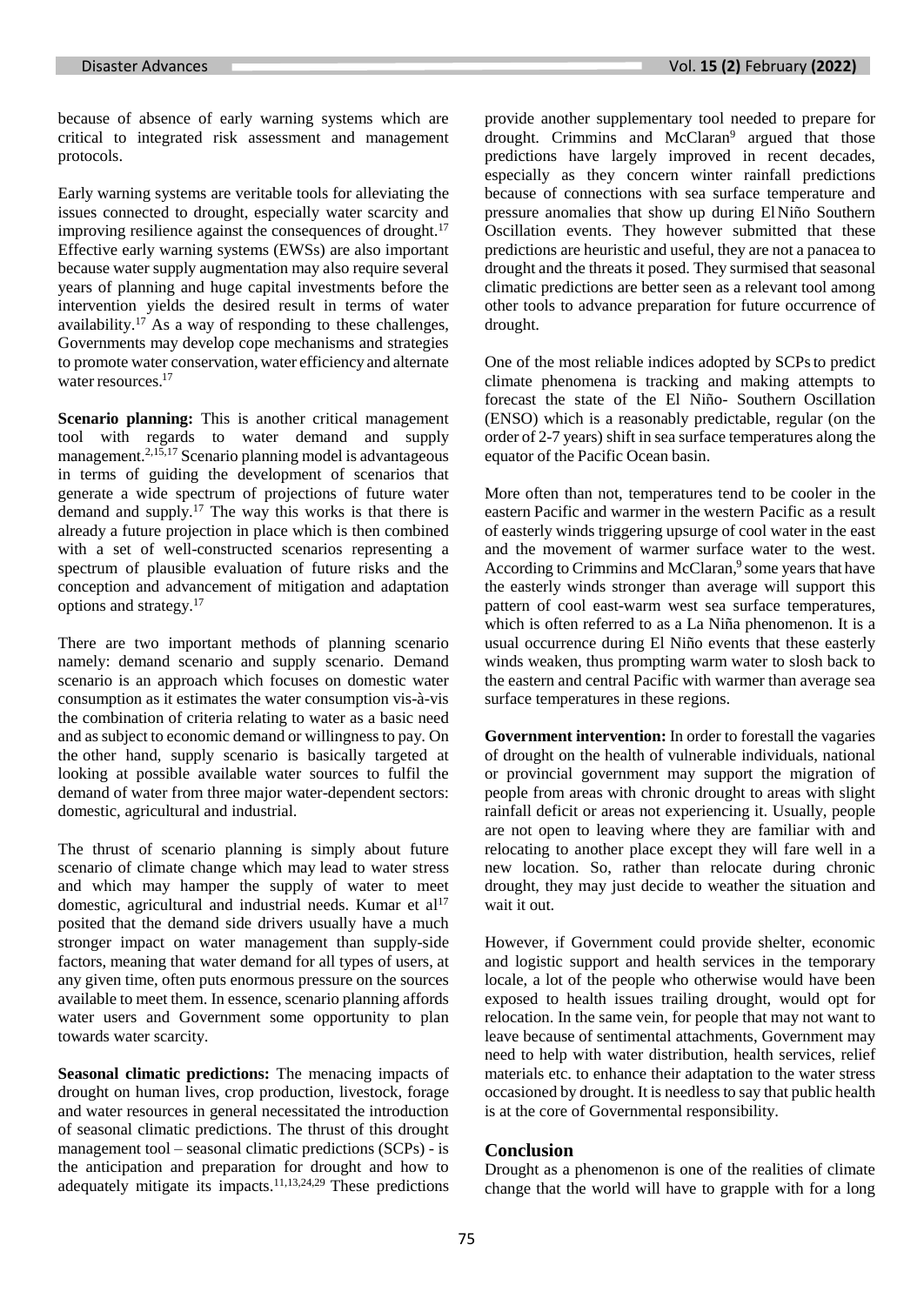because of absence of early warning systems which are critical to integrated risk assessment and management protocols.

Early warning systems are veritable tools for alleviating the issues connected to drought, especially water scarcity and improving resilience against the consequences of drought.[17] Effective early warning systems (EWSs) are also important because water supply augmentation may also require several years of planning and huge capital investments before the intervention yields the desired result in terms of water availability.[17] As a way of responding to these challenges, Governments may develop cope mechanisms and strategies to promote water conservation, water efficiency and alternate water resources.[17]

**Scenario planning:** This is another critical management tool with regards to water demand and supply management.[2,15,17] Scenario planning model is advantageous in terms of guiding the development of scenarios that generate a wide spectrum of projections of future water demand and supply.[17] The way this works is that there is already a future projection in place which is then combined with a set of well-constructed scenarios representing a spectrum of plausible evaluation of future risks and the conception and advancement of mitigation and adaptation options and strategy.[17]

There are two important methods of planning scenario namely: demand scenario and supply scenario. Demand scenario is an approach which focuses on domestic water consumption as it estimates the water consumption vis-à-vis the combination of criteria relating to water as a basic need and as subject to economic demand or willingness to pay. On the other hand, supply scenario is basically targeted at looking at possible available water sources to fulfil the demand of water from three major water-dependent sectors: domestic, agricultural and industrial.

The thrust of scenario planning is simply about future scenario of climate change which may lead to water stress and which may hamper the supply of water to meet domestic, agricultural and industrial needs. Kumar et al[17] posited that the demand side drivers usually have a much stronger impact on water management than supply-side factors, meaning that water demand for all types of users, at any given time, often puts enormous pressure on the sources available to meet them. In essence, scenario planning affords water users and Government some opportunity to plan towards water scarcity.

**Seasonal climatic predictions:** The menacing impacts of drought on human lives, crop production, livestock, forage and water resources in general necessitated the introduction of seasonal climatic predictions. The thrust of this drought management tool – seasonal climatic predictions (SCPs) - is the anticipation and preparation for drought and how to adequately mitigate its impacts.[11,13,24,29] These predictions provide another supplementary tool needed to prepare for drought. Crimmins and McClaran[9] argued that those predictions have largely improved in recent decades, especially as they concern winter rainfall predictions because of connections with sea surface temperature and pressure anomalies that show up during El Niño Southern Oscillation events. They however submitted that these predictions are heuristic and useful, they are not a panacea to drought and the threats it posed. They surmised that seasonal climatic predictions are better seen as a relevant tool among other tools to advance preparation for future occurrence of drought.

One of the most reliable indices adopted by SCPs to predict climate phenomena is tracking and making attempts to forecast the state of the El Niño- Southern Oscillation (ENSO) which is a reasonably predictable, regular (on the order of 2-7 years) shift in sea surface temperatures along the equator of the Pacific Ocean basin.

More often than not, temperatures tend to be cooler in the eastern Pacific and warmer in the western Pacific as a result of easterly winds triggering upsurge of cool water in the east and the movement of warmer surface water to the west. According to Crimmins and McClaran,[9] some years that have the easterly winds stronger than average will support this pattern of cool east-warm west sea surface temperatures, which is often referred to as a La Niña phenomenon. It is a usual occurrence during El Niño events that these easterly winds weaken, thus prompting warm water to slosh back to the eastern and central Pacific with warmer than average sea surface temperatures in these regions.

**Government intervention:** In order to forestall the vagaries of drought on the health of vulnerable individuals, national or provincial government may support the migration of people from areas with chronic drought to areas with slight rainfall deficit or areas not experiencing it. Usually, people are not open to leaving where they are familiar with and relocating to another place except they will fare well in a new location. So, rather than relocate during chronic drought, they may just decide to weather the situation and wait it out.

However, if Government could provide shelter, economic and logistic support and health services in the temporary locale, a lot of the people who otherwise would have been exposed to health issues trailing drought, would opt for relocation. In the same vein, for people that may not want to leave because of sentimental attachments, Government may need to help with water distribution, health services, relief materials etc. to enhance their adaptation to the water stress occasioned by drought. It is needless to say that public health is at the core of Governmental responsibility.

## Conclusion

Drought as a phenomenon is one of the realities of climate change that the world will have to grapple with for a long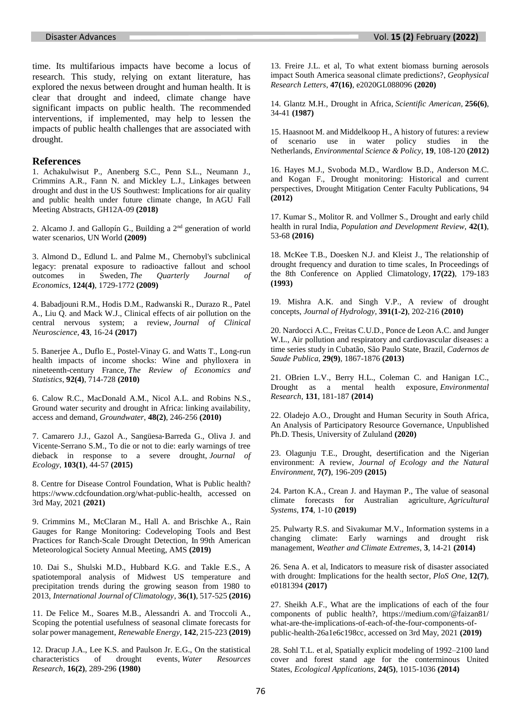time. Its multifarious impacts have become a locus of research. This study, relying on extant literature, has explored the nexus between drought and human health. It is clear that drought and indeed, climate change have significant impacts on public health. The recommended interventions, if implemented, may help to lessen the impacts of public health challenges that are associated with drought.

## References

1. Achakulwisut P., Anenberg S.C., Penn S.L., Neumann J., Crimmins A.R., Fann N. and Mickley L.J., Linkages between drought and dust in the US Southwest: Implications for air quality and public health under future climate change, In AGU Fall Meeting Abstracts, GH12A-09 **(2018)**

2. Alcamo J. and Gallopín G., Building a 2nd generation of world water scenarios, UN World **(2009)**

3. Almond D., Edlund L. and Palme M., Chernobyl's subclinical legacy: prenatal exposure to radioactive fallout and school outcomes in Sweden, *The Quarterly Journal of Economics*, **124(4)**, 1729-1772 **(2009)**

4. Babadjouni R.M., Hodis D.M., Radwanski R., Durazo R., Patel A., Liu Q. and Mack W.J., Clinical effects of air pollution on the central nervous system; a review, *Journal of Clinical Neuroscience*, **43**, 16-24 **(2017)**

5. Banerjee A., Duflo E., Postel-Vinay G. and Watts T., Long-run health impacts of income shocks: Wine and phylloxera in nineteenth-century France, *The Review of Economics and Statistics*, **92(4)**, 714-728 **(2010)**

6. Calow R.C., MacDonald A.M., Nicol A.L. and Robins N.S., Ground water security and drought in Africa: linking availability, access and demand, *Groundwater*, **48(2)**, 246-256 **(2010)**

7. Camarero J.J., Gazol A., Sangüesa‐Barreda G., Oliva J. and Vicente‐Serrano S.M., To die or not to die: early warnings of tree dieback in response to a severe drought, *Journal of Ecology*, **103(1)**, 44-57 **(2015)**

8. Centre for Disease Control Foundation, What is Public health? https://www.cdcfoundation.org/what-public-health, accessed on 3rd May, 2021 **(2021)**

9. Crimmins M., McClaran M., Hall A. and Brischke A., Rain Gauges for Range Monitoring: Codeveloping Tools and Best Practices for Ranch-Scale Drought Detection, In 99th American Meteorological Society Annual Meeting, AMS **(2019)**

10. Dai S., Shulski M.D., Hubbard K.G. and Takle E.S., A spatiotemporal analysis of Midwest US temperature and precipitation trends during the growing season from 1980 to 2013, *International Journal of Climatology*, **36(1)**, 517-525 **(2016)**

11. De Felice M., Soares M.B., Alessandri A. and Troccoli A., Scoping the potential usefulness of seasonal climate forecasts for solar power management, *Renewable Energy*, **142**, 215-223 **(2019)**

12. Dracup J.A., Lee K.S. and Paulson Jr. E.G., On the statistical characteristics of drought events, *Water Resources Research*, **16(2)**, 289-296 **(1980)**

13. Freire J.L. et al, To what extent biomass burning aerosols impact South America seasonal climate predictions?, *Geophysical Research Letters*, **47(16)**, e2020GL088096 **(2020)**

14. Glantz M.H., Drought in Africa, *Scientific American*, **256(6)**, 34-41 **(1987)**

15. Haasnoot M. and Middelkoop H., A history of futures: a review of scenario use in water policy studies in the Netherlands, *Environmental Science & Policy*, **19**, 108-120 **(2012)**

16. Hayes M.J., Svoboda M.D., Wardlow B.D., Anderson M.C. and Kogan F., Drought monitoring: Historical and current perspectives, Drought Mitigation Center Faculty Publications, 94 **(2012)**

17. Kumar S., Molitor R. and Vollmer S., Drought and early child health in rural India, *Population and Development Review*, **42(1)**, 53-68 **(2016)**

18. McKee T.B., Doesken N.J. and Kleist J., The relationship of drought frequency and duration to time scales, In Proceedings of the 8th Conference on Applied Climatology, **17(22)**, 179-183 **(1993)**

19. Mishra A.K. and Singh V.P., A review of drought concepts, *Journal of Hydrology*, **391(1-2)**, 202-216 **(2010)**

20. Nardocci A.C., Freitas C.U.D., Ponce de Leon A.C. and Junger W.L., Air pollution and respiratory and cardiovascular diseases: a time series study in Cubatão, São Paulo State, Brazil, *Cadernos de Saude Publica*, **29(9)**, 1867-1876 **(2013)**

21. OBrien L.V., Berry H.L., Coleman C. and Hanigan I.C., Drought as a mental health exposure, *Environmental Research*, **131**, 181-187 **(2014)**

22. Oladejo A.O., Drought and Human Security in South Africa, An Analysis of Participatory Resource Governance, Unpublished Ph.D. Thesis, University of Zululand **(2020)**

23. Olagunju T.E., Drought, desertification and the Nigerian environment: A review, *Journal of Ecology and the Natural Environment*, **7(7)**, 196-209 **(2015)**

24. Parton K.A., Crean J. and Hayman P., The value of seasonal climate forecasts for Australian agriculture, *Agricultural Systems*, **174**, 1-10 **(2019)**

25. Pulwarty R.S. and Sivakumar M.V., Information systems in a changing climate: Early warnings and drought risk management, *Weather and Climate Extremes*, **3**, 14-21 **(2014)**

26. Sena A. et al, Indicators to measure risk of disaster associated with drought: Implications for the health sector, *PloS One*, **12(7)**, e0181394 **(2017)**

27. Sheikh A.F., What are the implications of each of the four components of public health?, https://medium.com/@faizan81/what-are-the-implications-of-each-of-the-four-components-of-public-health-26a1e6c198cc, accessed on 3rd May, 2021 **(2019)**

28. Sohl T.L. et al, Spatially explicit modeling of 1992–2100 land cover and forest stand age for the conterminous United States, *Ecological Applications*, **24(5)**, 1015-1036 **(2014)**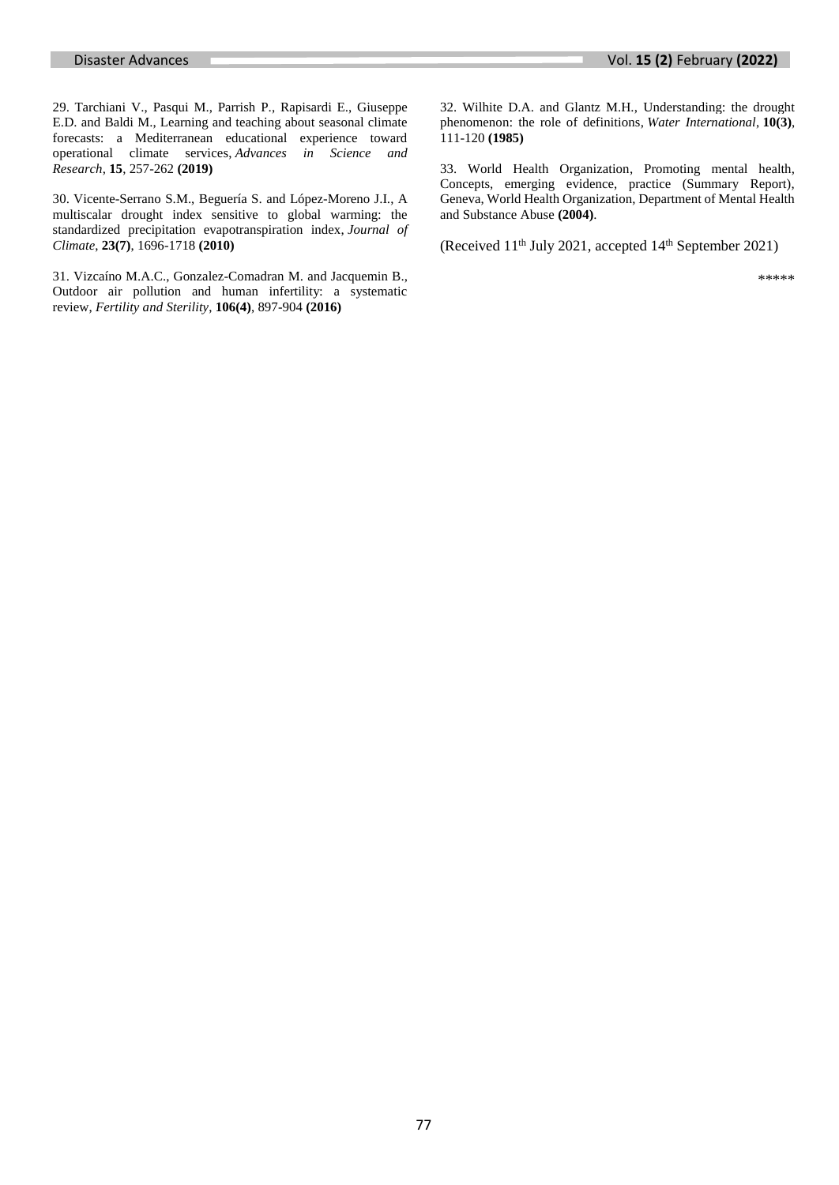29. Tarchiani V., Pasqui M., Parrish P., Rapisardi E., Giuseppe E.D. and Baldi M., Learning and teaching about seasonal climate forecasts: a Mediterranean educational experience toward operational climate services, *Advances in Science and Research*, **15**, 257-262 **(2019)**

30. Vicente-Serrano S.M., Beguería S. and López-Moreno J.I., A multiscalar drought index sensitive to global warming: the standardized precipitation evapotranspiration index, *Journal of Climate*, **23(7)**, 1696-1718 **(2010)**

31. Vizcaíno M.A.C., Gonzalez-Comadran M. and Jacquemin B., Outdoor air pollution and human infertility: a systematic review, *Fertility and Sterility*, **106(4)**, 897-904 **(2016)**

32. Wilhite D.A. and Glantz M.H., Understanding: the drought phenomenon: the role of definitions, *Water International*, **10(3)**, 111-120 **(1985)**

33. World Health Organization, Promoting mental health, Concepts, emerging evidence, practice (Summary Report), Geneva, World Health Organization, Department of Mental Health and Substance Abuse **(2004)**.

(Received 11th July 2021, accepted 14th September 2021)

*****